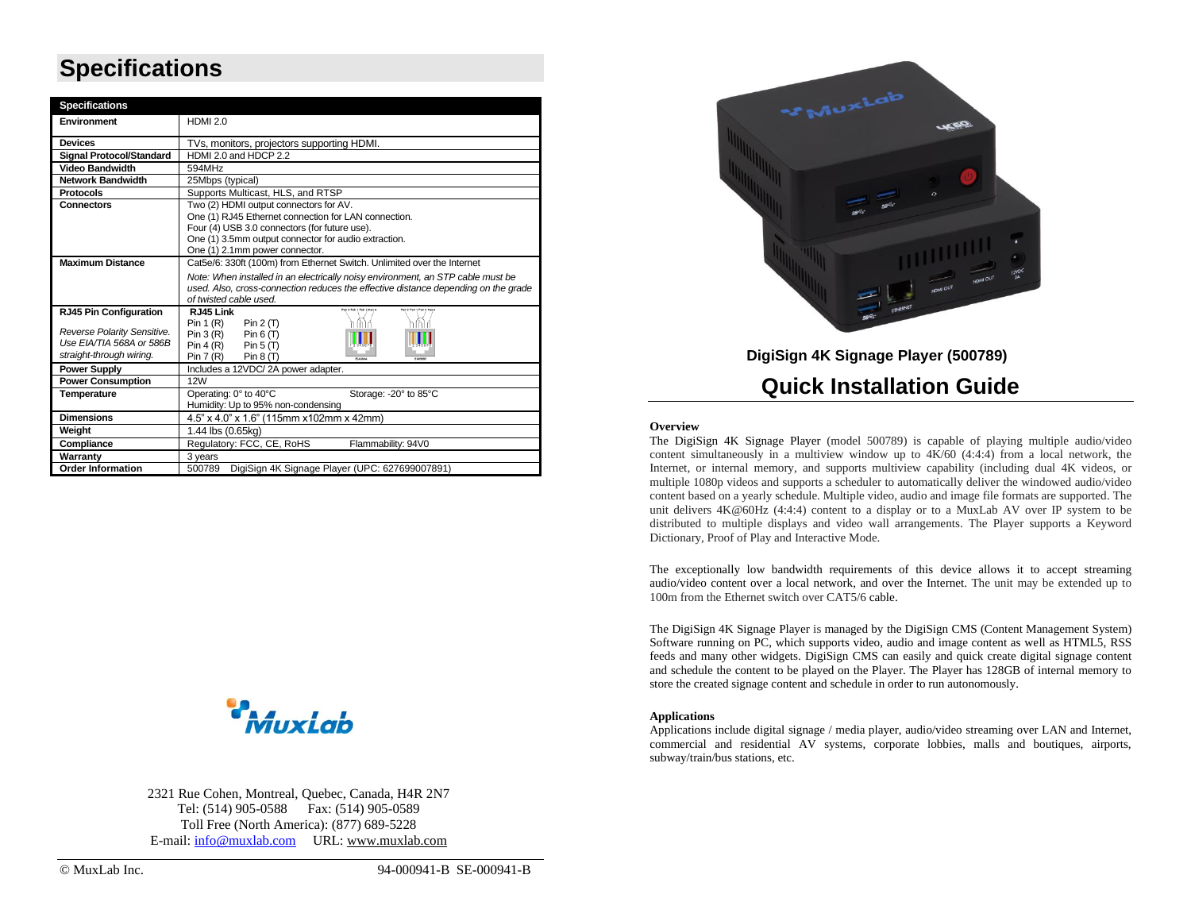# Specifications

| Specifications | |
|---|---|
| **Environment** | HDMI 2.0 |
| **Devices** | TVs, monitors, projectors supporting HDMI. |
| **Signal Protocol/Standard** | HDMI 2.0 and HDCP 2.2 |
| **Video Bandwidth** | 594MHz |
| **Network Bandwidth** | 25Mbps (typical) |
| **Protocols** | Supports Multicast, HLS, and RTSP |
| **Connectors** | Two (2) HDMI output connectors for AV.<br>One (1) RJ45 Ethernet connection for LAN connection.<br>Four (4) USB 3.0 connectors (for future use).<br>One (1) 3.5mm output connector for audio extraction.<br>One (1) 2.1mm power connector. |
| **Maximum Distance** | Cat5e/6: 330ft (100m) from Ethernet Switch. Unlimited over the Internet<br>*Note: When installed in an electrically noisy environment, an STP cable must be used. Also, cross-connection reduces the effective distance depending on the grade of twisted cable used.* |
| **RJ45 Pin Configuration**<br>*Reverse Polarity Sensitive. Use EIA/TIA 568A or 586B straight-through wiring.* | **RJ45 Link**<br>Pin 1 (R) Pin 2 (T)<br>Pin 3 (R) Pin 6 (T)<br>Pin 4 (R) Pin 5 (T)<br>Pin 7 (R) Pin 8 (T) |
| **Power Supply** | Includes a 12VDC/ 2A power adapter. |
| **Power Consumption** | 12W |
| **Temperature** | Operating: 0° to 40°C Storage: -20° to 85°C<br>Humidity: Up to 95% non-condensing |
| **Dimensions** | 4.5" x 4.0" x 1.6" (115mm x102mm x 42mm) |
| **Weight** | 1.44 lbs (0.65kg) |
| **Compliance** | Regulatory: FCC, CE, RoHS Flammability: 94V0 |
| **Warranty** | 3 years |
| **Order Information** | 500789 DigiSign 4K Signage Player (UPC: 627699007891) |

MuxLab

2321 Rue Cohen, Montreal, Quebec, Canada, H4R 2N7
Tel: (514) 905-0588 Fax: (514) 905-0589
Toll Free (North America): (877) 689-5228
E-mail: info@muxlab.com URL: www.muxlab.com

© MuxLab Inc. 94-000941-B SE-000941-B

## DigiSign 4K Signage Player (500789)

# Quick Installation Guide

**Overview**

The DigiSign 4K Signage Player (model 500789) is capable of playing multiple audio/video content simultaneously in a multiview window up to 4K/60 (4:4:4) from a local network, the Internet, or internal memory, and supports multiview capability (including dual 4K videos, or multiple 1080p videos and supports a scheduler to automatically deliver the windowed audio/video content based on a yearly schedule. Multiple video, audio and image file formats are supported. The unit delivers 4K@60Hz (4:4:4) content to a display or to a MuxLab AV over IP system to be distributed to multiple displays and video wall arrangements. The Player supports a Keyword Dictionary, Proof of Play and Interactive Mode.

The exceptionally low bandwidth requirements of this device allows it to accept streaming audio/video content over a local network, and over the Internet. The unit may be extended up to 100m from the Ethernet switch over CAT5/6 cable.

The DigiSign 4K Signage Player is managed by the DigiSign CMS (Content Management System) Software running on PC, which supports video, audio and image content as well as HTML5, RSS feeds and many other widgets. DigiSign CMS can easily and quick create digital signage content and schedule the content to be played on the Player. The Player has 128GB of internal memory to store the created signage content and schedule in order to run autonomously.

**Applications**

Applications include digital signage / media player, audio/video streaming over LAN and Internet, commercial and residential AV systems, corporate lobbies, malls and boutiques, airports, subway/train/bus stations, etc.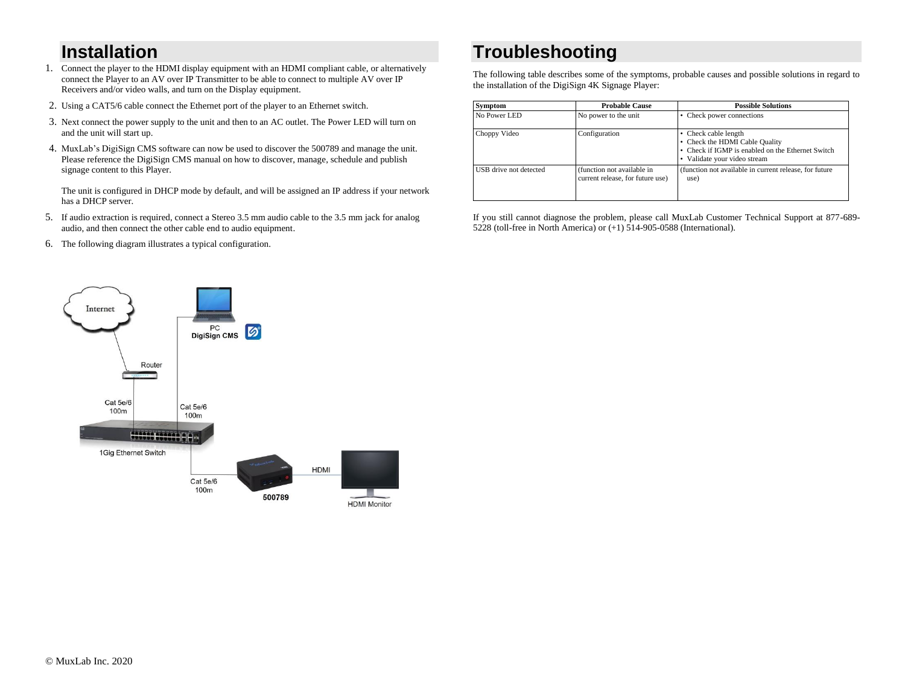# Installation

1. Connect the player to the HDMI display equipment with an HDMI compliant cable, or alternatively connect the Player to an AV over IP Transmitter to be able to connect to multiple AV over IP Receivers and/or video walls, and turn on the Display equipment.
2. Using a CAT5/6 cable connect the Ethernet port of the player to an Ethernet switch.
3. Next connect the power supply to the unit and then to an AC outlet. The Power LED will turn on and the unit will start up.
4. MuxLab's DigiSign CMS software can now be used to discover the 500789 and manage the unit. Please reference the DigiSign CMS manual on how to discover, manage, schedule and publish signage content to this Player.

   The unit is configured in DHCP mode by default, and will be assigned an IP address if your network has a DHCP server.
5. If audio extraction is required, connect a Stereo 3.5 mm audio cable to the 3.5 mm jack for analog audio, and then connect the other cable end to audio equipment.
6. The following diagram illustrates a typical configuration.

Internet

PC
DigiSign CMS

Router

Cat 5e/6
100m

Cat 5e/6
100m

1Gig Ethernet Switch

HDMI

Cat 5e/6
100m

500789

HDMI Monitor

# Troubleshooting

The following table describes some of the symptoms, probable causes and possible solutions in regard to the installation of the DigiSign 4K Signage Player:

| Symptom | Probable Cause | Possible Solutions |
| --- | --- | --- |
| No Power LED | No power to the unit | • Check power connections |
| Choppy Video | Configuration | • Check cable length<br>• Check the HDMI Cable Quality<br>• Check if IGMP is enabled on the Ethernet Switch<br>• Validate your video stream |
| USB drive not detected | (function not available in current release, for future use) | (function not available in current release, for future use) |

If you still cannot diagnose the problem, please call MuxLab Customer Technical Support at 877-689-5228 (toll-free in North America) or (+1) 514-905-0588 (International).

© MuxLab Inc. 2020